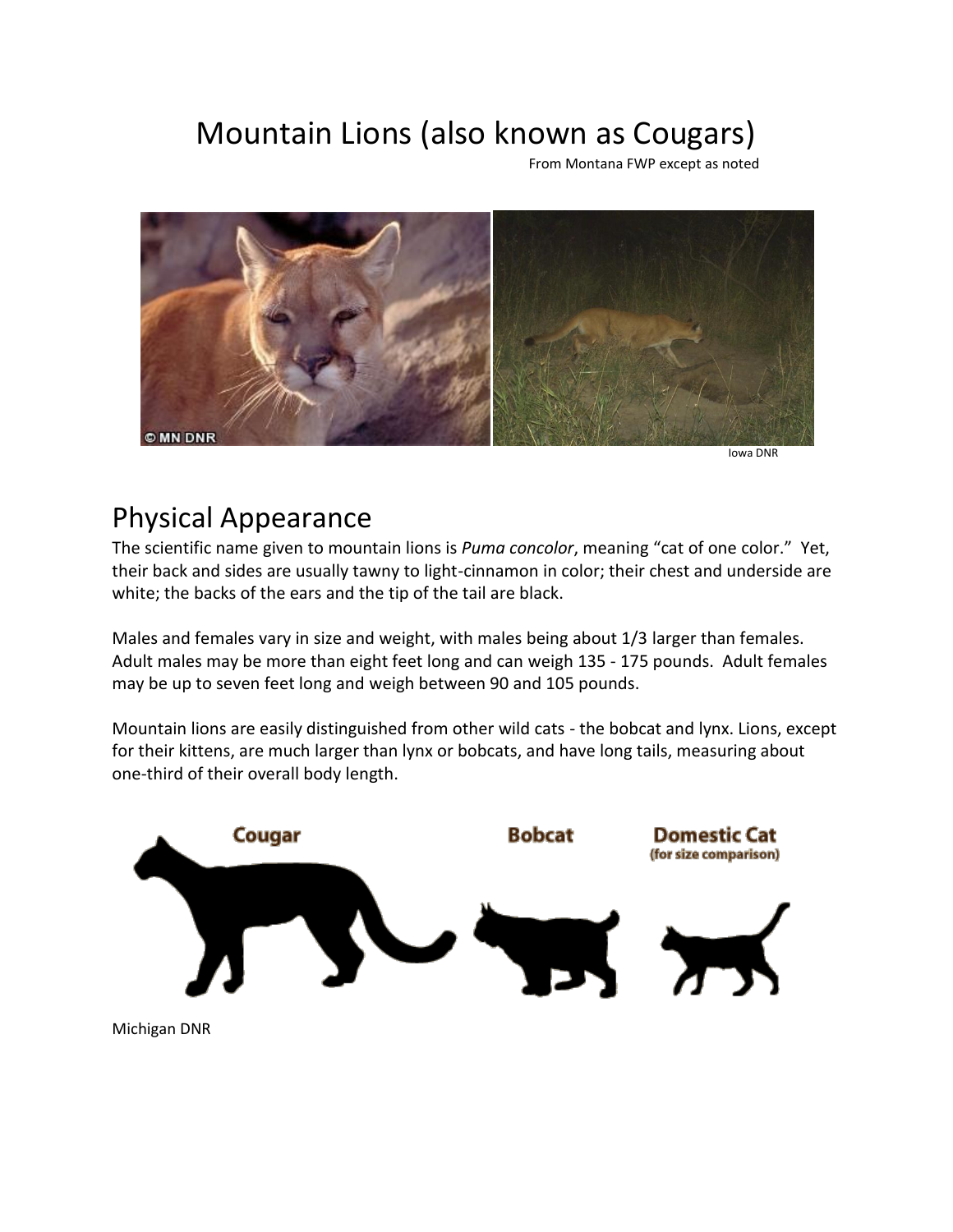# Mountain Lions (also known as Cougars)

From Montana FWP except as noted

Iowa DNR

## Physical Appearance

The scientific name given to mountain lions is *Puma concolor*, meaning "cat of one color." Yet, their back and sides are usually tawny to light-cinnamon in color; their chest and underside are white; the backs of the ears and the tip of the tail are black.

Males and females vary in size and weight, with males being about 1/3 larger than females. Adult males may be more than eight feet long and can weigh 135 - 175 pounds. Adult females may be up to seven feet long and weigh between 90 and 105 pounds.

Mountain lions are easily distinguished from other wild cats - the bobcat and lynx. Lions, except for their kittens, are much larger than lynx or bobcats, and have long tails, measuring about one-third of their overall body length.

Michigan DNR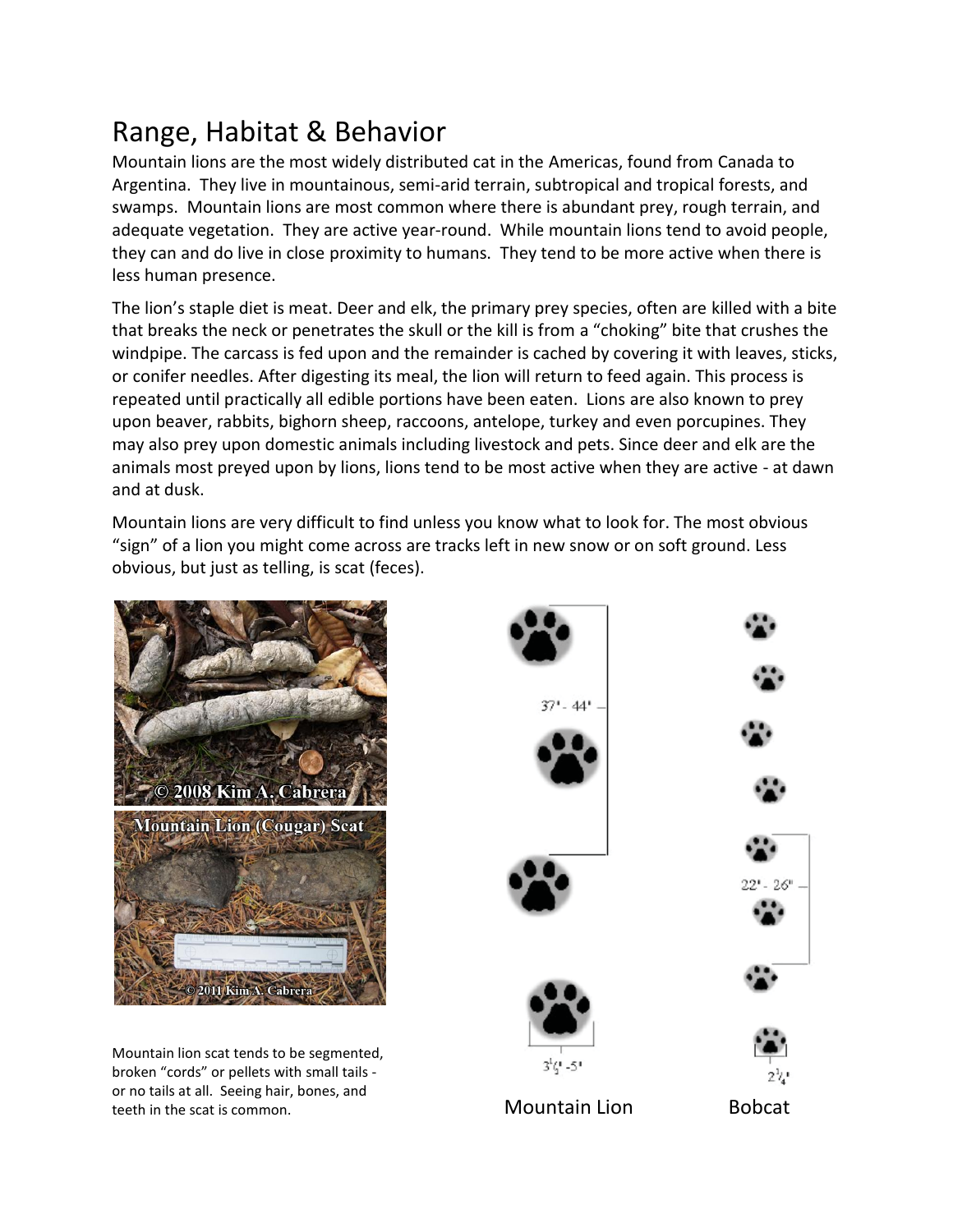## Range, Habitat & Behavior

Mountain lions are the most widely distributed cat in the Americas, found from Canada to Argentina. They live in mountainous, semi-arid terrain, subtropical and tropical forests, and swamps. Mountain lions are most common where there is abundant prey, rough terrain, and adequate vegetation. They are active year-round. While mountain lions tend to avoid people, they can and do live in close proximity to humans. They tend to be more active when there is less human presence.

The lion's staple diet is meat. Deer and elk, the primary prey species, often are killed with a bite that breaks the neck or penetrates the skull or the kill is from a "choking" bite that crushes the windpipe. The carcass is fed upon and the remainder is cached by covering it with leaves, sticks, or conifer needles. After digesting its meal, the lion will return to feed again. This process is repeated until practically all edible portions have been eaten. Lions are also known to prey upon beaver, rabbits, bighorn sheep, raccoons, antelope, turkey and even porcupines. They may also prey upon domestic animals including livestock and pets. Since deer and elk are the animals most preyed upon by lions, lions tend to be most active when they are active - at dawn and at dusk.

Mountain lions are very difficult to find unless you know what to look for. The most obvious "sign" of a lion you might come across are tracks left in new snow or on soft ground. Less obvious, but just as telling, is scat (feces).

© 2008 Kim A. Cabrera

Mountain Lion (Cougar) Scat

© 2011 Kim A. Cabrera

Mountain lion scat tends to be segmented, broken "cords" or pellets with small tails - or no tails at all. Seeing hair, bones, and teeth in the scat is common.

37" - 44"

3½" - 5"

Mountain Lion

22" - 26"

2¼"

Bobcat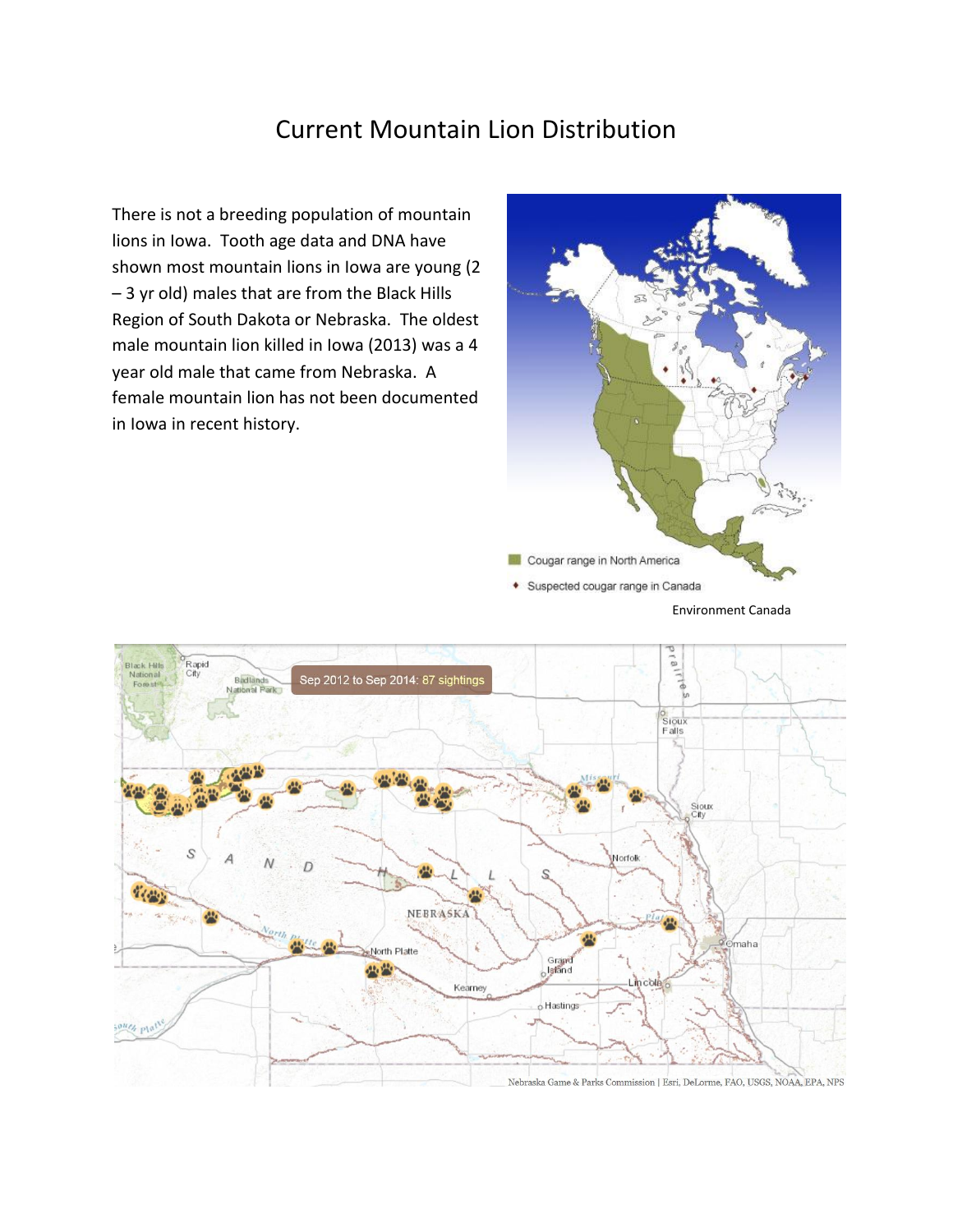# Current Mountain Lion Distribution

There is not a breeding population of mountain lions in Iowa. Tooth age data and DNA have shown most mountain lions in Iowa are young (2 – 3 yr old) males that are from the Black Hills Region of South Dakota or Nebraska. The oldest male mountain lion killed in Iowa (2013) was a 4 year old male that came from Nebraska. A female mountain lion has not been documented in Iowa in recent history.

Cougar range in North America

Suspected cougar range in Canada

Environment Canada

Sep 2012 to Sep 2014: 87 sightings

Nebraska Game & Parks Commission | Esri, DeLorme, FAO, USGS, NOAA, EPA, NPS